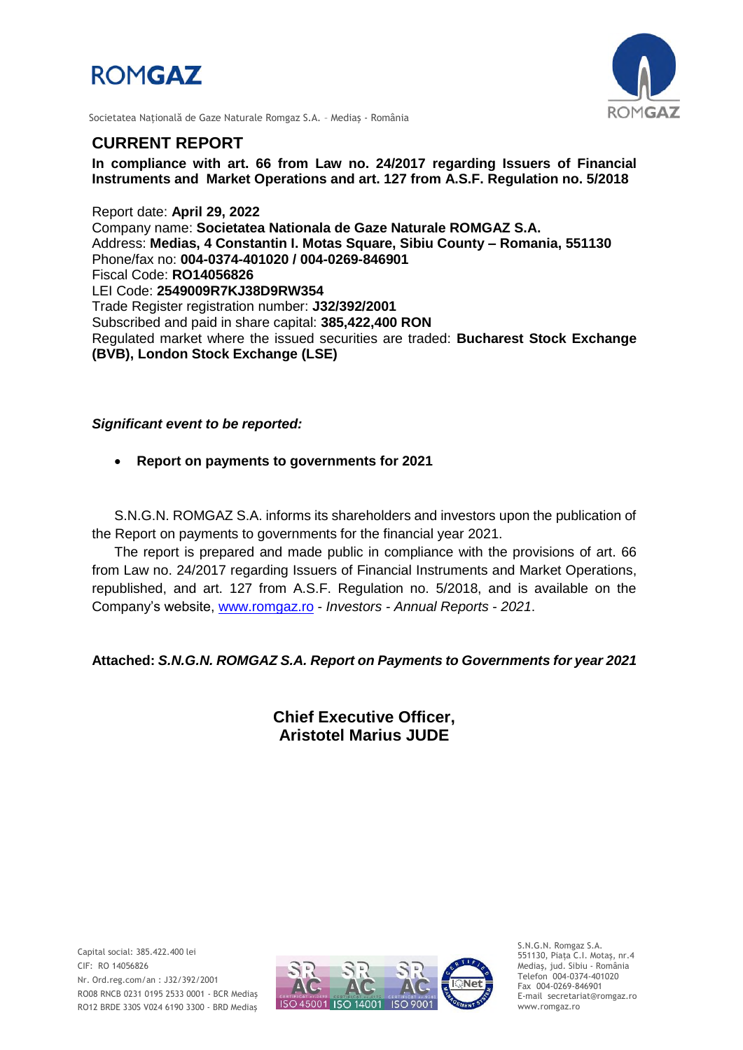ROMGAZ

Societatea Națională de Gaze Naturale Romgaz S.A. – Mediaș - România

# CURRENT REPORT

**In compliance with art. 66 from Law no. 24/2017 regarding Issuers of Financial Instruments and Market Operations and art. 127 from A.S.F. Regulation no. 5/2018**

Report date: **April 29, 2022**
Company name: **Societatea Nationala de Gaze Naturale ROMGAZ S.A.**
Address: **Medias, 4 Constantin I. Motas Square, Sibiu County – Romania, 551130**
Phone/fax no: **004-0374-401020 / 004-0269-846901**
Fiscal Code: **RO14056826**
LEI Code: **2549009R7KJ38D9RW354**
Trade Register registration number: **J32/392/2001**
Subscribed and paid in share capital: **385,422,400 RON**
Regulated market where the issued securities are traded: **Bucharest Stock Exchange (BVB), London Stock Exchange (LSE)**

***Significant event to be reported:***

- **Report on payments to governments for 2021**

S.N.G.N. ROMGAZ S.A. informs its shareholders and investors upon the publication of the Report on payments to governments for the financial year 2021.

The report is prepared and made public in compliance with the provisions of art. 66 from Law no. 24/2017 regarding Issuers of Financial Instruments and Market Operations, republished, and art. 127 from A.S.F. Regulation no. 5/2018, and is available on the Company's website, www.romgaz.ro - *Investors - Annual Reports - 2021*.

**Attached: *S.N.G.N. ROMGAZ S.A. Report on Payments to Governments for year 2021***

**Chief Executive Officer,**
**Aristotel Marius JUDE**

Capital social: 385.422.400 lei
CIF: RO 14056826
Nr. Ord.reg.com/an : J32/392/2001
RO08 RNCB 0231 0195 2533 0001 - BCR Mediaș
RO12 BRDE 330S V024 6190 3300 - BRD Mediaș

S.N.G.N. Romgaz S.A.
551130, Piața C.I. Motaș, nr.4
Mediaș, jud. Sibiu - România
Telefon 004-0374-401020
Fax 004-0269-846901
E-mail secretariat@romgaz.ro
www.romgaz.ro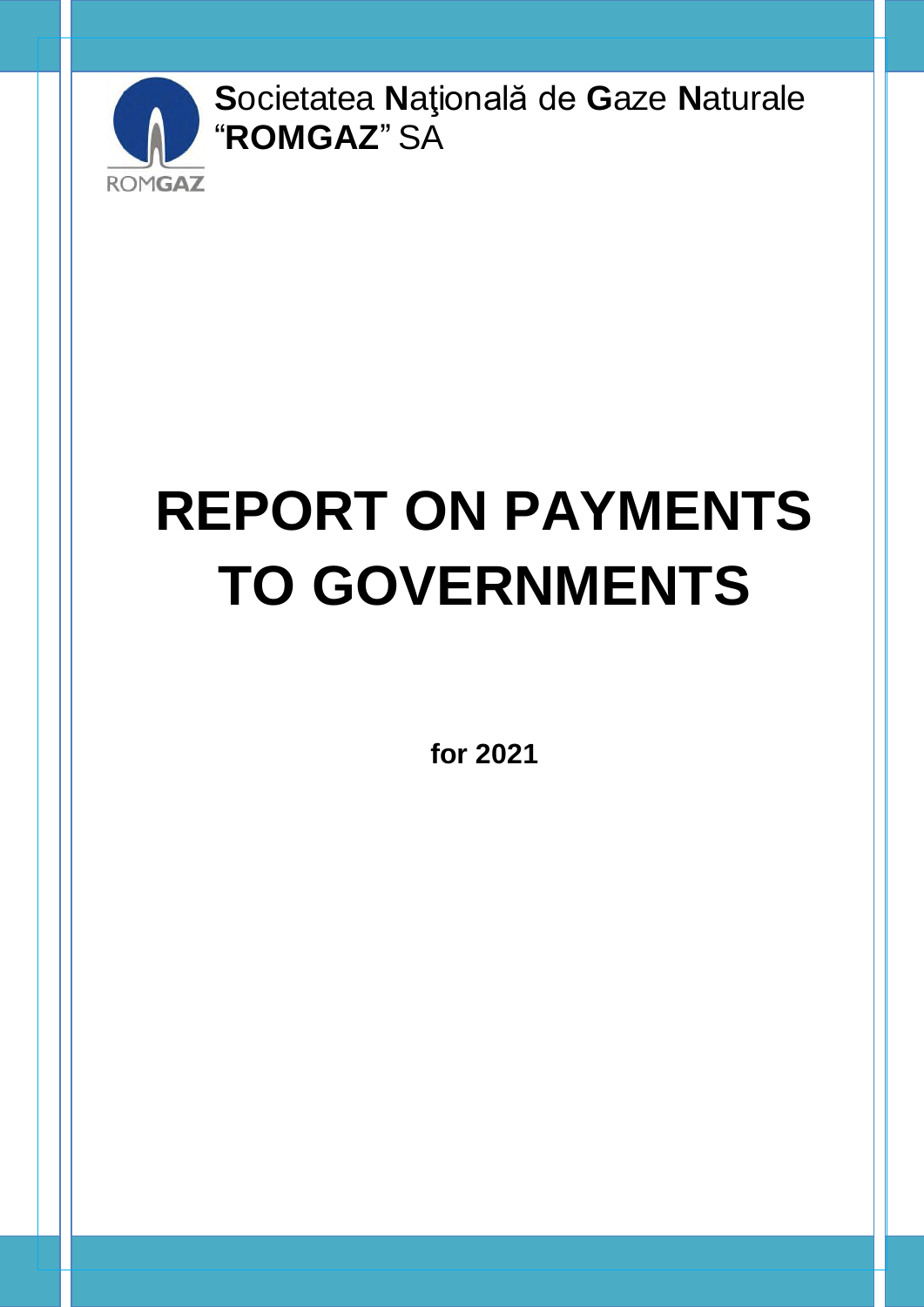**S**ocietatea **N**aţională de **G**aze **N**aturale "**ROMGAZ**" SA

# REPORT ON PAYMENTS TO GOVERNMENTS

**for 2021**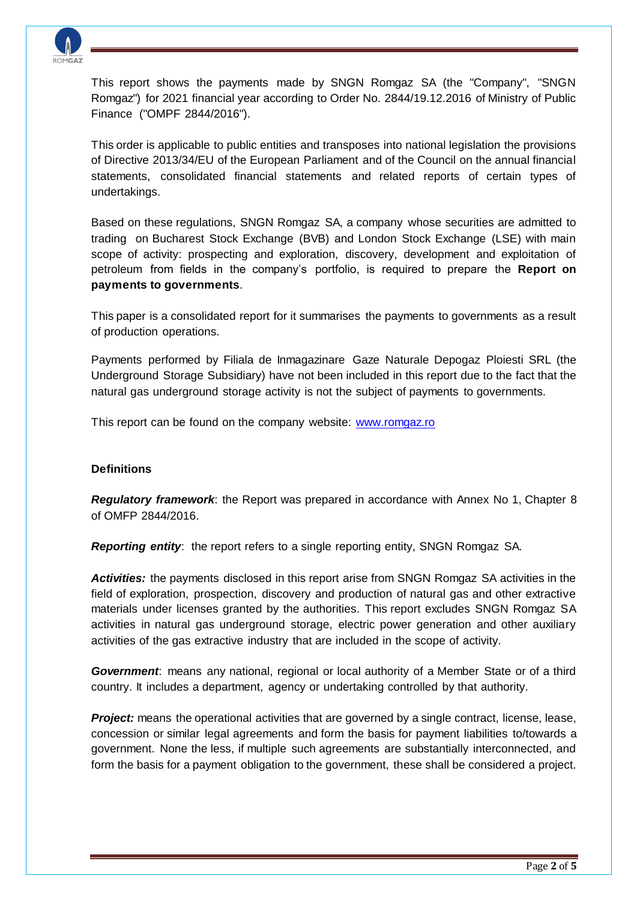This report shows the payments made by SNGN Romgaz SA (the "Company", "SNGN Romgaz") for 2021 financial year according to Order No. 2844/19.12.2016 of Ministry of Public Finance ("OMPF 2844/2016").

This order is applicable to public entities and transposes into national legislation the provisions of Directive 2013/34/EU of the European Parliament and of the Council on the annual financial statements, consolidated financial statements and related reports of certain types of undertakings.

Based on these regulations, SNGN Romgaz SA, a company whose securities are admitted to trading on Bucharest Stock Exchange (BVB) and London Stock Exchange (LSE) with main scope of activity: prospecting and exploration, discovery, development and exploitation of petroleum from fields in the company's portfolio, is required to prepare the **Report on payments to governments**.

This paper is a consolidated report for it summarises the payments to governments as a result of production operations.

Payments performed by Filiala de Inmagazinare Gaze Naturale Depogaz Ploiesti SRL (the Underground Storage Subsidiary) have not been included in this report due to the fact that the natural gas underground storage activity is not the subject of payments to governments.

This report can be found on the company website: [www.romgaz.ro](www.romgaz.ro)

### Definitions

***Regulatory framework***: the Report was prepared in accordance with Annex No 1, Chapter 8 of OMFP 2844/2016.

***Reporting entity***: the report refers to a single reporting entity, SNGN Romgaz SA.

***Activities:*** the payments disclosed in this report arise from SNGN Romgaz SA activities in the field of exploration, prospection, discovery and production of natural gas and other extractive materials under licenses granted by the authorities. This report excludes SNGN Romgaz SA activities in natural gas underground storage, electric power generation and other auxiliary activities of the gas extractive industry that are included in the scope of activity.

***Government***: means any national, regional or local authority of a Member State or of a third country. It includes a department, agency or undertaking controlled by that authority.

***Project:*** means the operational activities that are governed by a single contract, license, lease, concession or similar legal agreements and form the basis for payment liabilities to/towards a government. None the less, if multiple such agreements are substantially interconnected, and form the basis for a payment obligation to the government, these shall be considered a project.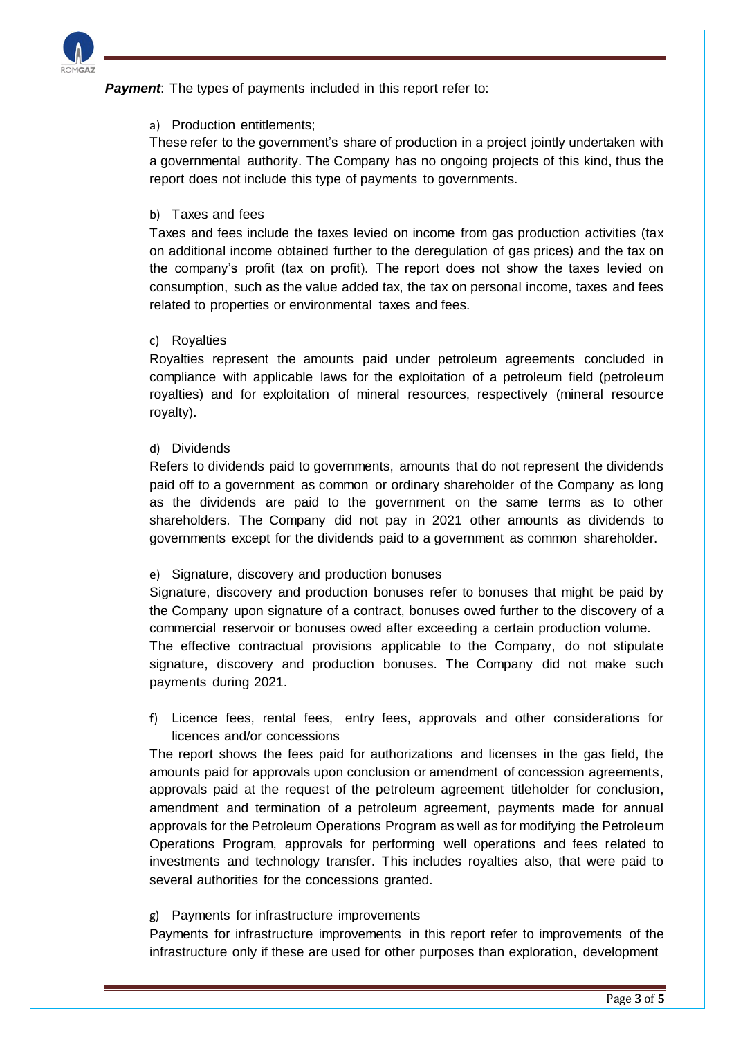***Payment***: The types of payments included in this report refer to:

a) Production entitlements;

These refer to the government's share of production in a project jointly undertaken with a governmental authority. The Company has no ongoing projects of this kind, thus the report does not include this type of payments to governments.

b) Taxes and fees

Taxes and fees include the taxes levied on income from gas production activities (tax on additional income obtained further to the deregulation of gas prices) and the tax on the company's profit (tax on profit). The report does not show the taxes levied on consumption, such as the value added tax, the tax on personal income, taxes and fees related to properties or environmental taxes and fees.

c) Royalties

Royalties represent the amounts paid under petroleum agreements concluded in compliance with applicable laws for the exploitation of a petroleum field (petroleum royalties) and for exploitation of mineral resources, respectively (mineral resource royalty).

d) Dividends

Refers to dividends paid to governments, amounts that do not represent the dividends paid off to a government as common or ordinary shareholder of the Company as long as the dividends are paid to the government on the same terms as to other shareholders. The Company did not pay in 2021 other amounts as dividends to governments except for the dividends paid to a government as common shareholder.

e) Signature, discovery and production bonuses

Signature, discovery and production bonuses refer to bonuses that might be paid by the Company upon signature of a contract, bonuses owed further to the discovery of a commercial reservoir or bonuses owed after exceeding a certain production volume.
The effective contractual provisions applicable to the Company, do not stipulate signature, discovery and production bonuses. The Company did not make such payments during 2021.

f) Licence fees, rental fees, entry fees, approvals and other considerations for licences and/or concessions

The report shows the fees paid for authorizations and licenses in the gas field, the amounts paid for approvals upon conclusion or amendment of concession agreements, approvals paid at the request of the petroleum agreement titleholder for conclusion, amendment and termination of a petroleum agreement, payments made for annual approvals for the Petroleum Operations Program as well as for modifying the Petroleum Operations Program, approvals for performing well operations and fees related to investments and technology transfer. This includes royalties also, that were paid to several authorities for the concessions granted.

g) Payments for infrastructure improvements

Payments for infrastructure improvements in this report refer to improvements of the infrastructure only if these are used for other purposes than exploration, development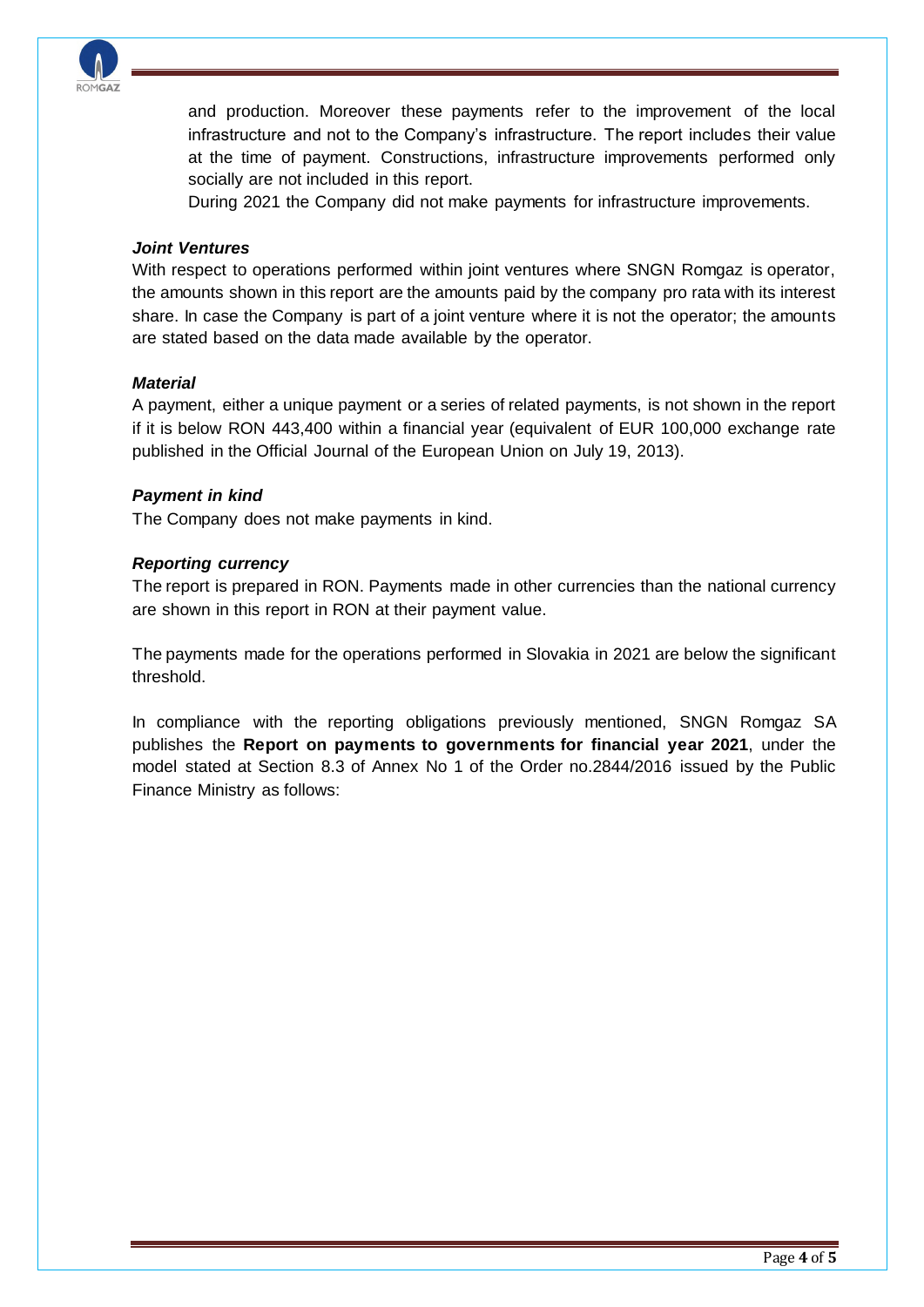and production. Moreover these payments refer to the improvement of the local infrastructure and not to the Company's infrastructure. The report includes their value at the time of payment. Constructions, infrastructure improvements performed only socially are not included in this report.

During 2021 the Company did not make payments for infrastructure improvements.

***Joint Ventures***

With respect to operations performed within joint ventures where SNGN Romgaz is operator, the amounts shown in this report are the amounts paid by the company pro rata with its interest share. In case the Company is part of a joint venture where it is not the operator; the amounts are stated based on the data made available by the operator.

***Material***

A payment, either a unique payment or a series of related payments, is not shown in the report if it is below RON 443,400 within a financial year (equivalent of EUR 100,000 exchange rate published in the Official Journal of the European Union on July 19, 2013).

***Payment in kind***

The Company does not make payments in kind.

***Reporting currency***

The report is prepared in RON. Payments made in other currencies than the national currency are shown in this report in RON at their payment value.

The payments made for the operations performed in Slovakia in 2021 are below the significant threshold.

In compliance with the reporting obligations previously mentioned, SNGN Romgaz SA publishes the **Report on payments to governments for financial year 2021**, under the model stated at Section 8.3 of Annex No 1 of the Order no.2844/2016 issued by the Public Finance Ministry as follows: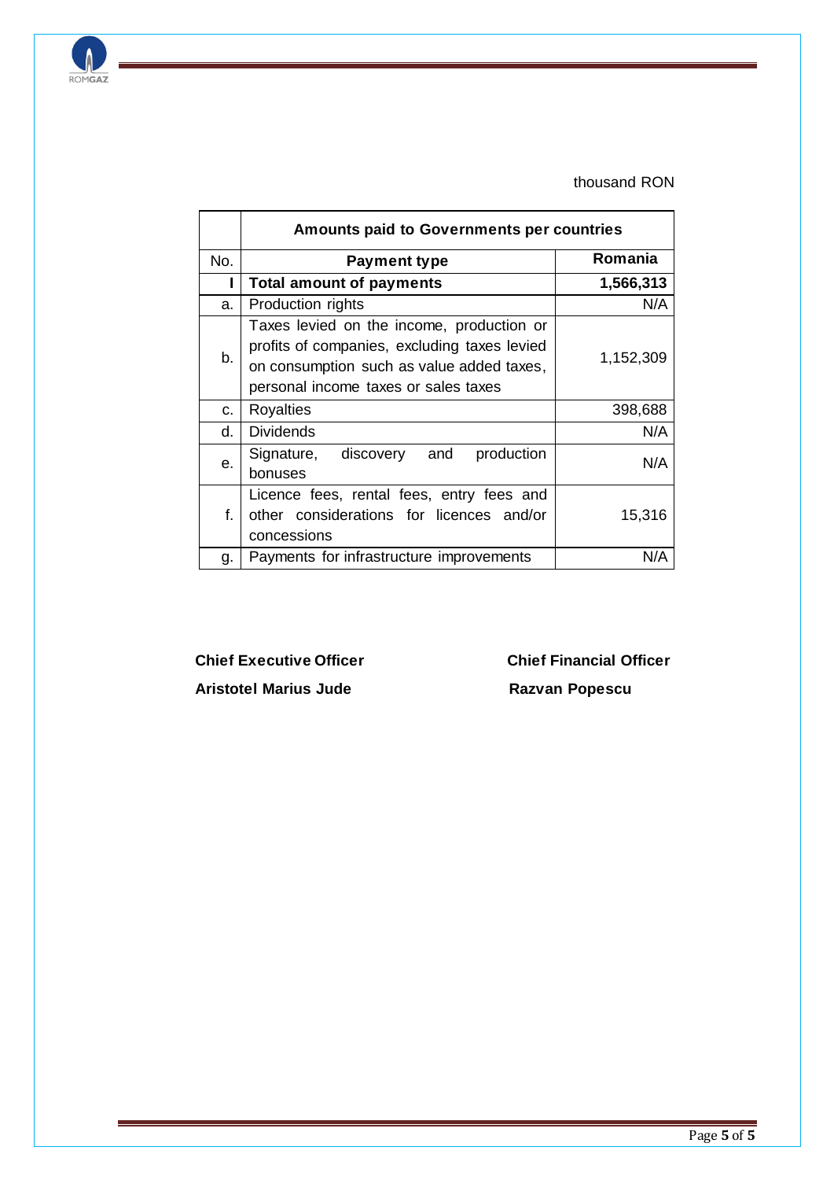thousand RON

| | Amounts paid to Governments per countries | |
|---|---|---|
| No. | **Payment type** | **Romania** |
| **I** | **Total amount of payments** | **1,566,313** |
| a. | Production rights | N/A |
| b. | Taxes levied on the income, production or profits of companies, excluding taxes levied on consumption such as value added taxes, personal income taxes or sales taxes | 1,152,309 |
| c. | Royalties | 398,688 |
| d. | Dividends | N/A |
| e. | Signature, discovery and production bonuses | N/A |
| f. | Licence fees, rental fees, entry fees and other considerations for licences and/or concessions | 15,316 |
| g. | Payments for infrastructure improvements | N/A |

**Chief Executive Officer**

**Aristotel Marius Jude**

**Chief Financial Officer**

**Razvan Popescu**